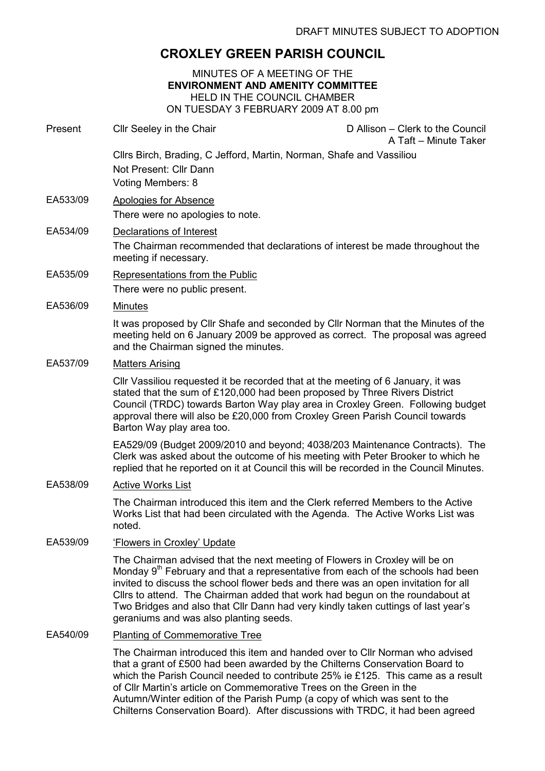DRAFT MINUTES SUBJECT TO ADOPTION

# CROXLEY GREEN PARISH COUNCIL

MINUTES OF A MEETING OF THE
**ENVIRONMENT AND AMENITY COMMITTEE**
HELD IN THE COUNCIL CHAMBER
ON TUESDAY 3 FEBRUARY 2009 AT 8.00 pm

Present: Cllr Seeley in the Chair — D Allison – Clerk to the Council; A Taft – Minute Taker

Cllrs Birch, Brading, C Jefford, Martin, Norman, Shafe and Vassiliou
Not Present: Cllr Dann
Voting Members: 8

**EA533/09** Apologies for Absence

There were no apologies to note.

**EA534/09** Declarations of Interest

The Chairman recommended that declarations of interest be made throughout the meeting if necessary.

**EA535/09** Representations from the Public

There were no public present.

**EA536/09** Minutes

It was proposed by Cllr Shafe and seconded by Cllr Norman that the Minutes of the meeting held on 6 January 2009 be approved as correct. The proposal was agreed and the Chairman signed the minutes.

**EA537/09** Matters Arising

Cllr Vassiliou requested it be recorded that at the meeting of 6 January, it was stated that the sum of £120,000 had been proposed by Three Rivers District Council (TRDC) towards Barton Way play area in Croxley Green. Following budget approval there will also be £20,000 from Croxley Green Parish Council towards Barton Way play area too.

EA529/09 (Budget 2009/2010 and beyond; 4038/203 Maintenance Contracts). The Clerk was asked about the outcome of his meeting with Peter Brooker to which he replied that he reported on it at Council this will be recorded in the Council Minutes.

**EA538/09** Active Works List

The Chairman introduced this item and the Clerk referred Members to the Active Works List that had been circulated with the Agenda. The Active Works List was noted.

**EA539/09** 'Flowers in Croxley' Update

The Chairman advised that the next meeting of Flowers in Croxley will be on Monday 9th February and that a representative from each of the schools had been invited to discuss the school flower beds and there was an open invitation for all Cllrs to attend. The Chairman added that work had begun on the roundabout at Two Bridges and also that Cllr Dann had very kindly taken cuttings of last year's geraniums and was also planting seeds.

**EA540/09** Planting of Commemorative Tree

The Chairman introduced this item and handed over to Cllr Norman who advised that a grant of £500 had been awarded by the Chilterns Conservation Board to which the Parish Council needed to contribute 25% ie £125. This came as a result of Cllr Martin's article on Commemorative Trees on the Green in the Autumn/Winter edition of the Parish Pump (a copy of which was sent to the Chilterns Conservation Board). After discussions with TRDC, it had been agreed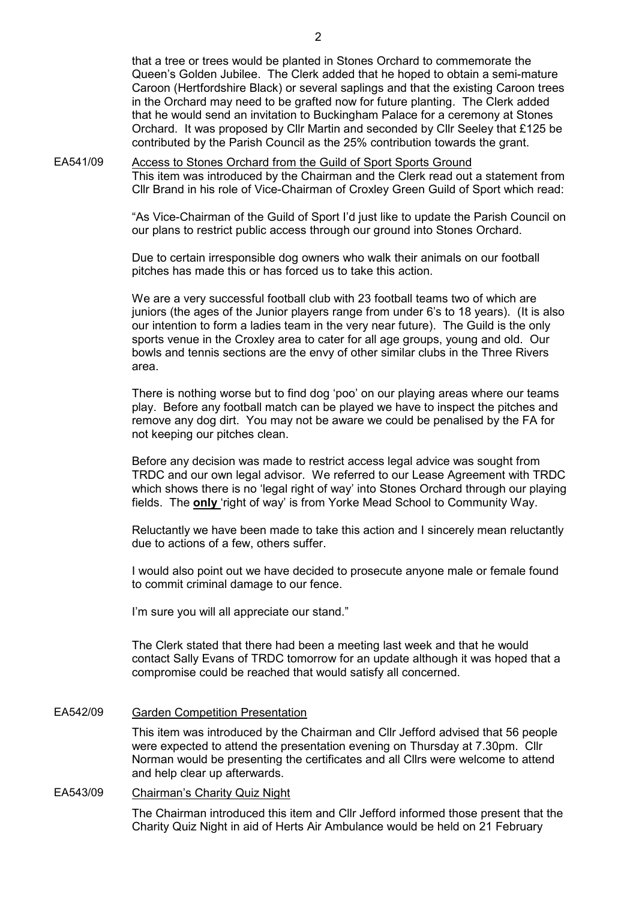that a tree or trees would be planted in Stones Orchard to commemorate the Queen's Golden Jubilee. The Clerk added that he hoped to obtain a semi-mature Caroon (Hertfordshire Black) or several saplings and that the existing Caroon trees in the Orchard may need to be grafted now for future planting. The Clerk added that he would send an invitation to Buckingham Palace for a ceremony at Stones Orchard. It was proposed by Cllr Martin and seconded by Cllr Seeley that £125 be contributed by the Parish Council as the 25% contribution towards the grant.

EA541/09 Access to Stones Orchard from the Guild of Sport Sports Ground

This item was introduced by the Chairman and the Clerk read out a statement from Cllr Brand in his role of Vice-Chairman of Croxley Green Guild of Sport which read:

"As Vice-Chairman of the Guild of Sport I'd just like to update the Parish Council on our plans to restrict public access through our ground into Stones Orchard.

Due to certain irresponsible dog owners who walk their animals on our football pitches has made this or has forced us to take this action.

We are a very successful football club with 23 football teams two of which are juniors (the ages of the Junior players range from under 6's to 18 years). (It is also our intention to form a ladies team in the very near future). The Guild is the only sports venue in the Croxley area to cater for all age groups, young and old. Our bowls and tennis sections are the envy of other similar clubs in the Three Rivers area.

There is nothing worse but to find dog 'poo' on our playing areas where our teams play. Before any football match can be played we have to inspect the pitches and remove any dog dirt. You may not be aware we could be penalised by the FA for not keeping our pitches clean.

Before any decision was made to restrict access legal advice was sought from TRDC and our own legal advisor. We referred to our Lease Agreement with TRDC which shows there is no 'legal right of way' into Stones Orchard through our playing fields. The **only** 'right of way' is from Yorke Mead School to Community Way.

Reluctantly we have been made to take this action and I sincerely mean reluctantly due to actions of a few, others suffer.

I would also point out we have decided to prosecute anyone male or female found to commit criminal damage to our fence.

I'm sure you will all appreciate our stand."

The Clerk stated that there had been a meeting last week and that he would contact Sally Evans of TRDC tomorrow for an update although it was hoped that a compromise could be reached that would satisfy all concerned.

EA542/09 Garden Competition Presentation

This item was introduced by the Chairman and Cllr Jefford advised that 56 people were expected to attend the presentation evening on Thursday at 7.30pm. Cllr Norman would be presenting the certificates and all Cllrs were welcome to attend and help clear up afterwards.

EA543/09 Chairman's Charity Quiz Night

The Chairman introduced this item and Cllr Jefford informed those present that the Charity Quiz Night in aid of Herts Air Ambulance would be held on 21 February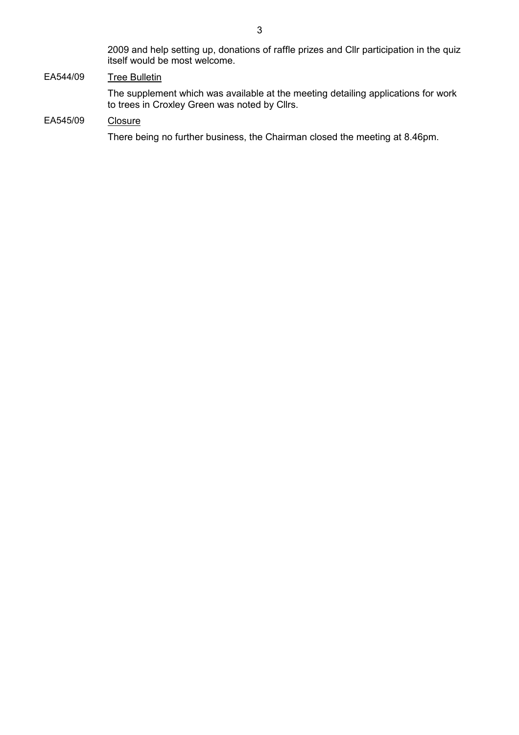2009 and help setting up, donations of raffle prizes and Cllr participation in the quiz itself would be most welcome.

EA544/09 Tree Bulletin

The supplement which was available at the meeting detailing applications for work to trees in Croxley Green was noted by Cllrs.

EA545/09 Closure

There being no further business, the Chairman closed the meeting at 8.46pm.